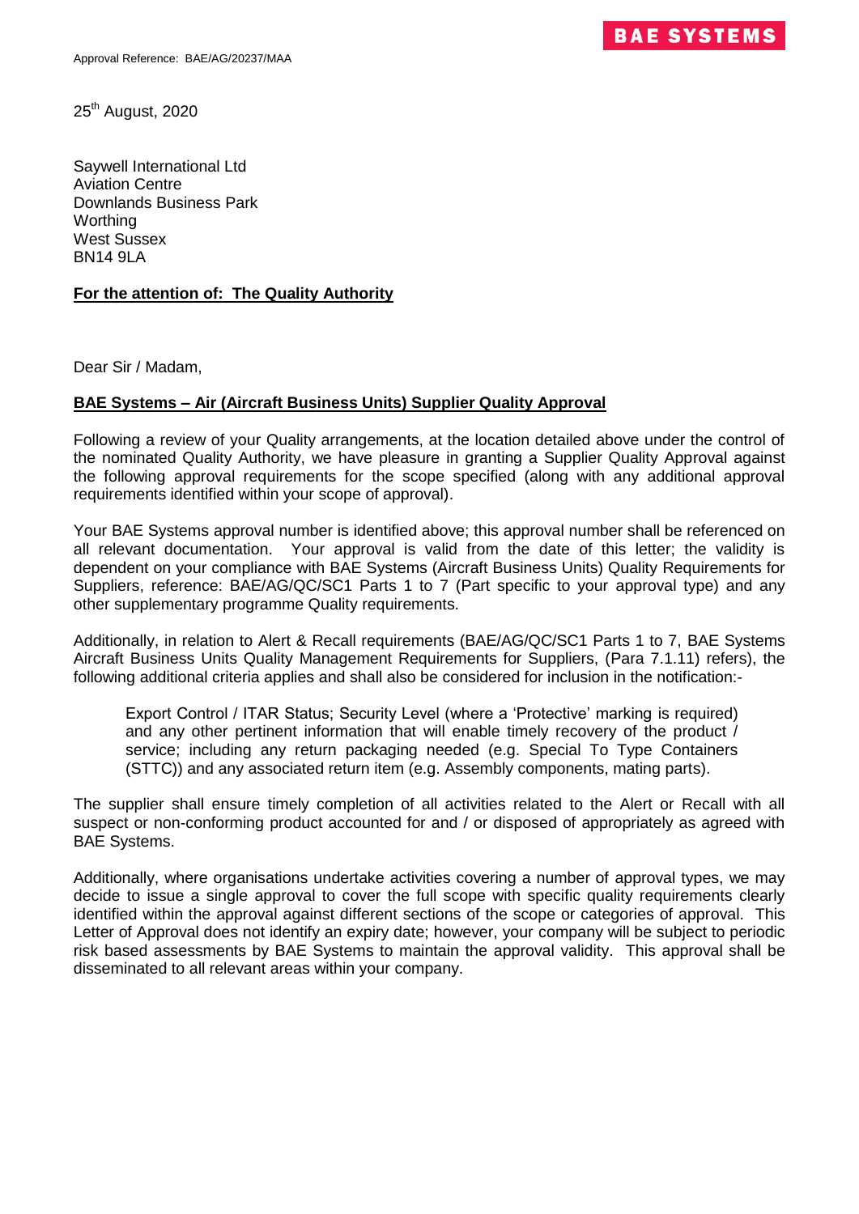**BAE SYSTEMS**

Approval Reference: BAE/AG/20237/MAA

25th August, 2020

Saywell International Ltd
Aviation Centre
Downlands Business Park
Worthing
West Sussex
BN14 9LA

**For the attention of: The Quality Authority**

Dear Sir / Madam,

**BAE Systems – Air (Aircraft Business Units) Supplier Quality Approval**

Following a review of your Quality arrangements, at the location detailed above under the control of the nominated Quality Authority, we have pleasure in granting a Supplier Quality Approval against the following approval requirements for the scope specified (along with any additional approval requirements identified within your scope of approval).

Your BAE Systems approval number is identified above; this approval number shall be referenced on all relevant documentation. Your approval is valid from the date of this letter; the validity is dependent on your compliance with BAE Systems (Aircraft Business Units) Quality Requirements for Suppliers, reference: BAE/AG/QC/SC1 Parts 1 to 7 (Part specific to your approval type) and any other supplementary programme Quality requirements.

Additionally, in relation to Alert & Recall requirements (BAE/AG/QC/SC1 Parts 1 to 7, BAE Systems Aircraft Business Units Quality Management Requirements for Suppliers, (Para 7.1.11) refers), the following additional criteria applies and shall also be considered for inclusion in the notification:-

> Export Control / ITAR Status; Security Level (where a 'Protective' marking is required) and any other pertinent information that will enable timely recovery of the product / service; including any return packaging needed (e.g. Special To Type Containers (STTC)) and any associated return item (e.g. Assembly components, mating parts).

The supplier shall ensure timely completion of all activities related to the Alert or Recall with all suspect or non-conforming product accounted for and / or disposed of appropriately as agreed with BAE Systems.

Additionally, where organisations undertake activities covering a number of approval types, we may decide to issue a single approval to cover the full scope with specific quality requirements clearly identified within the approval against different sections of the scope or categories of approval. This Letter of Approval does not identify an expiry date; however, your company will be subject to periodic risk based assessments by BAE Systems to maintain the approval validity. This approval shall be disseminated to all relevant areas within your company.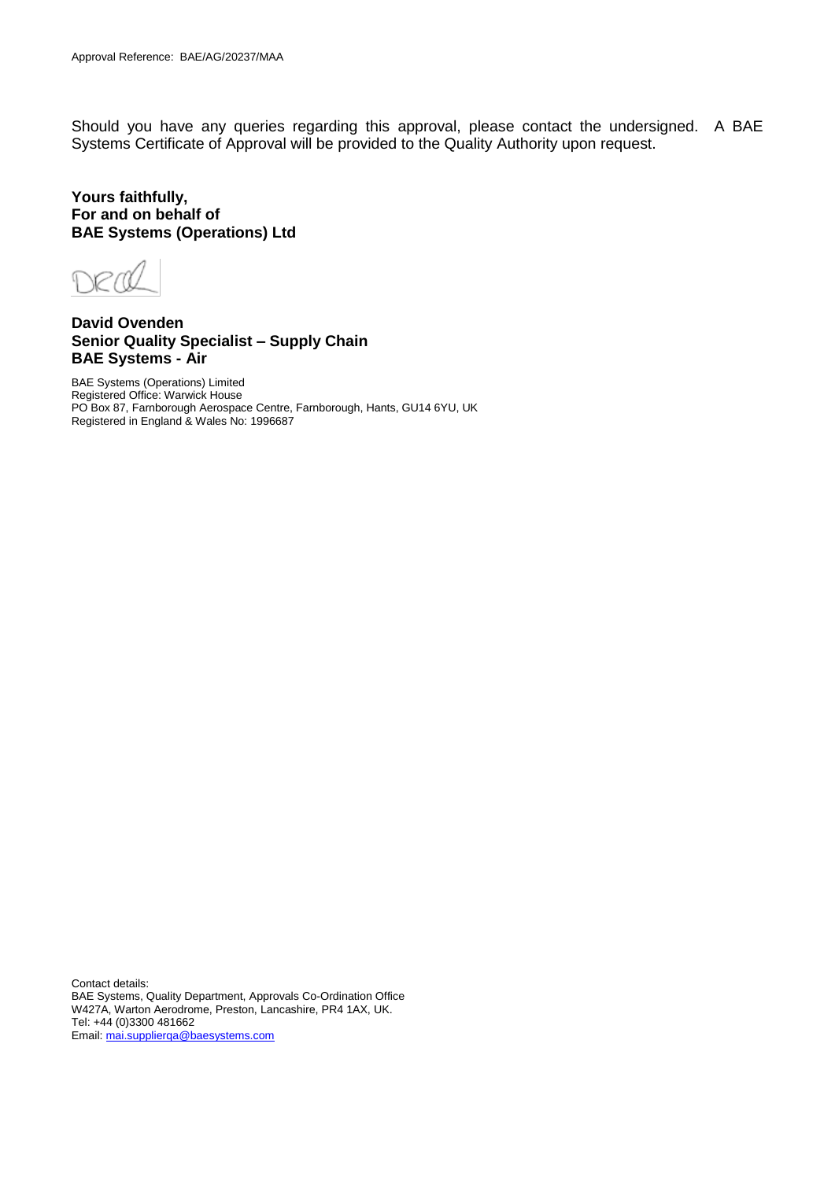Approval Reference: BAE/AG/20237/MAA

Should you have any queries regarding this approval, please contact the undersigned. A BAE Systems Certificate of Approval will be provided to the Quality Authority upon request.

**Yours faithfully,**
**For and on behalf of**
**BAE Systems (Operations) Ltd**

**David Ovenden**
**Senior Quality Specialist – Supply Chain**
**BAE Systems - Air**

BAE Systems (Operations) Limited
Registered Office: Warwick House
PO Box 87, Farnborough Aerospace Centre, Farnborough, Hants, GU14 6YU, UK
Registered in England & Wales No: 1996687

Contact details:
BAE Systems, Quality Department, Approvals Co-Ordination Office
W427A, Warton Aerodrome, Preston, Lancashire, PR4 1AX, UK.
Tel: +44 (0)3300 481662
Email: mai.supplierqa@baesystems.com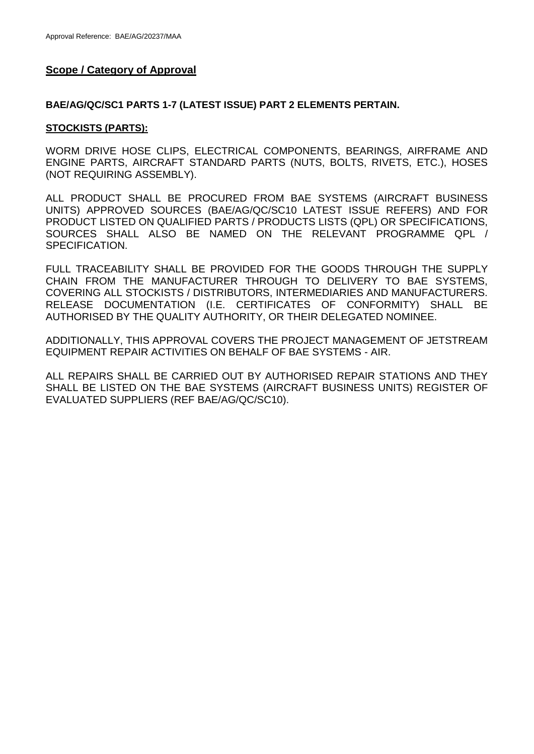Approval Reference: BAE/AG/20237/MAA

## Scope / Category of Approval

**BAE/AG/QC/SC1 PARTS 1-7 (LATEST ISSUE) PART 2 ELEMENTS PERTAIN.**

**STOCKISTS (PARTS):**

WORM DRIVE HOSE CLIPS, ELECTRICAL COMPONENTS, BEARINGS, AIRFRAME AND ENGINE PARTS, AIRCRAFT STANDARD PARTS (NUTS, BOLTS, RIVETS, ETC.), HOSES (NOT REQUIRING ASSEMBLY).

ALL PRODUCT SHALL BE PROCURED FROM BAE SYSTEMS (AIRCRAFT BUSINESS UNITS) APPROVED SOURCES (BAE/AG/QC/SC10 LATEST ISSUE REFERS) AND FOR PRODUCT LISTED ON QUALIFIED PARTS / PRODUCTS LISTS (QPL) OR SPECIFICATIONS, SOURCES SHALL ALSO BE NAMED ON THE RELEVANT PROGRAMME QPL / SPECIFICATION.

FULL TRACEABILITY SHALL BE PROVIDED FOR THE GOODS THROUGH THE SUPPLY CHAIN FROM THE MANUFACTURER THROUGH TO DELIVERY TO BAE SYSTEMS, COVERING ALL STOCKISTS / DISTRIBUTORS, INTERMEDIARIES AND MANUFACTURERS. RELEASE DOCUMENTATION (I.E. CERTIFICATES OF CONFORMITY) SHALL BE AUTHORISED BY THE QUALITY AUTHORITY, OR THEIR DELEGATED NOMINEE.

ADDITIONALLY, THIS APPROVAL COVERS THE PROJECT MANAGEMENT OF JETSTREAM EQUIPMENT REPAIR ACTIVITIES ON BEHALF OF BAE SYSTEMS - AIR.

ALL REPAIRS SHALL BE CARRIED OUT BY AUTHORISED REPAIR STATIONS AND THEY SHALL BE LISTED ON THE BAE SYSTEMS (AIRCRAFT BUSINESS UNITS) REGISTER OF EVALUATED SUPPLIERS (REF BAE/AG/QC/SC10).